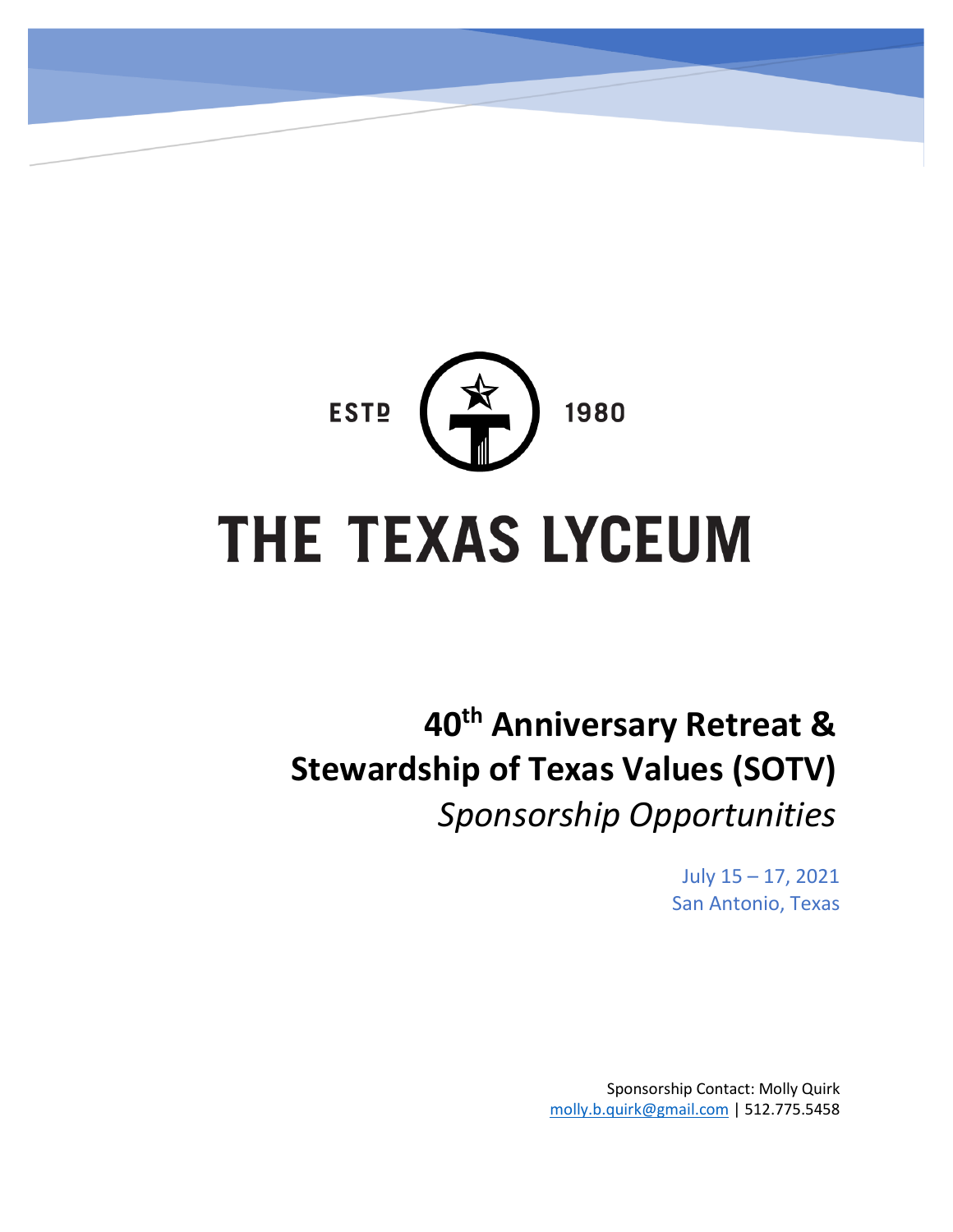ESTD 1980

# THE TEXAS LYCEUM

## 40th Anniversary Retreat & Stewardship of Texas Values (SOTV)

*Sponsorship Opportunities*

July 15 – 17, 2021
San Antonio, Texas

Sponsorship Contact: Molly Quirk
molly.b.quirk@gmail.com | 512.775.5458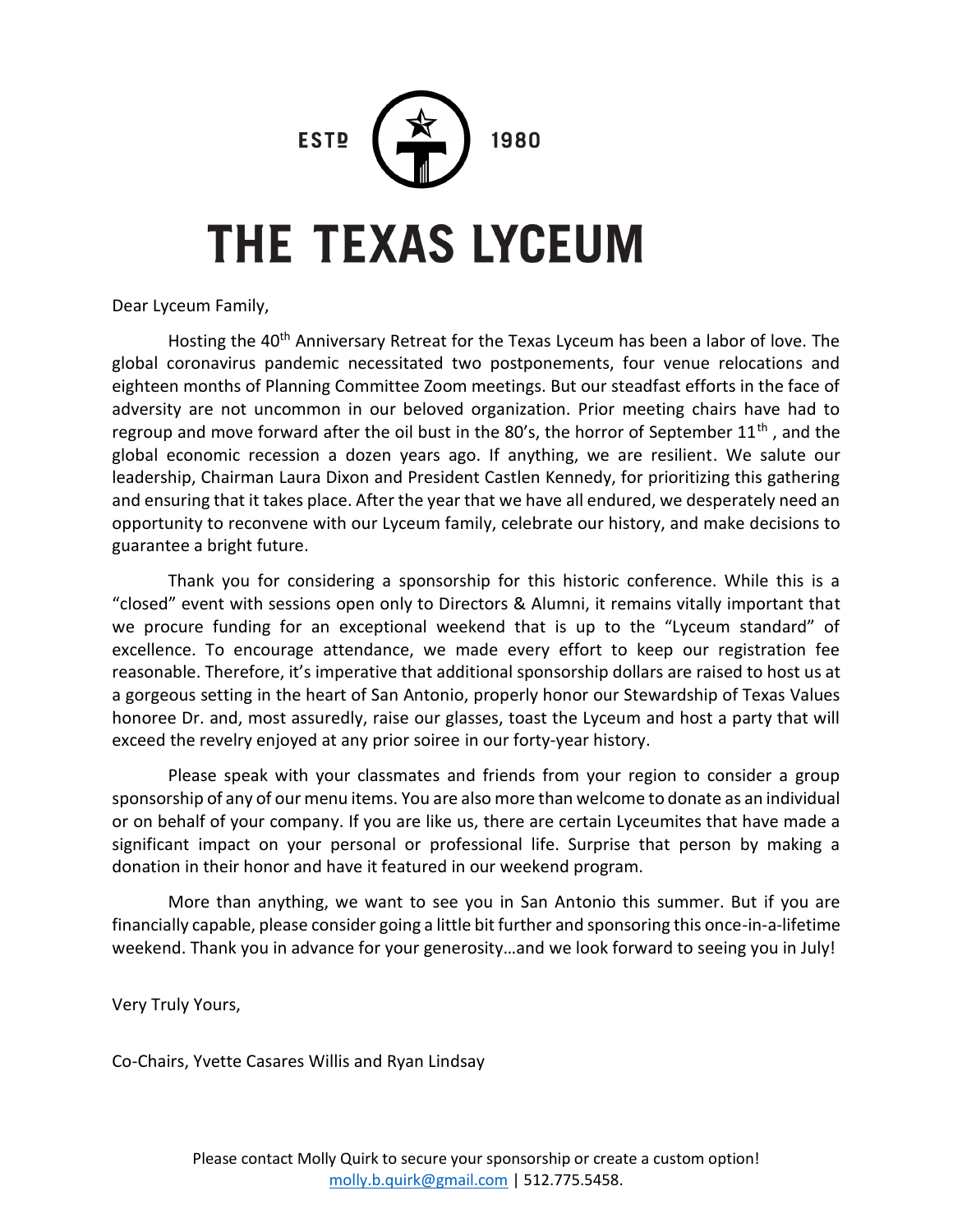ESTD 1980

# THE TEXAS LYCEUM

Dear Lyceum Family,

Hosting the 40th Anniversary Retreat for the Texas Lyceum has been a labor of love. The global coronavirus pandemic necessitated two postponements, four venue relocations and eighteen months of Planning Committee Zoom meetings. But our steadfast efforts in the face of adversity are not uncommon in our beloved organization. Prior meeting chairs have had to regroup and move forward after the oil bust in the 80's, the horror of September 11th , and the global economic recession a dozen years ago. If anything, we are resilient. We salute our leadership, Chairman Laura Dixon and President Castlen Kennedy, for prioritizing this gathering and ensuring that it takes place. After the year that we have all endured, we desperately need an opportunity to reconvene with our Lyceum family, celebrate our history, and make decisions to guarantee a bright future.

Thank you for considering a sponsorship for this historic conference. While this is a "closed" event with sessions open only to Directors & Alumni, it remains vitally important that we procure funding for an exceptional weekend that is up to the "Lyceum standard" of excellence. To encourage attendance, we made every effort to keep our registration fee reasonable. Therefore, it's imperative that additional sponsorship dollars are raised to host us at a gorgeous setting in the heart of San Antonio, properly honor our Stewardship of Texas Values honoree Dr. and, most assuredly, raise our glasses, toast the Lyceum and host a party that will exceed the revelry enjoyed at any prior soiree in our forty-year history.

Please speak with your classmates and friends from your region to consider a group sponsorship of any of our menu items. You are also more than welcome to donate as an individual or on behalf of your company. If you are like us, there are certain Lyceumites that have made a significant impact on your personal or professional life. Surprise that person by making a donation in their honor and have it featured in our weekend program.

More than anything, we want to see you in San Antonio this summer. But if you are financially capable, please consider going a little bit further and sponsoring this once-in-a-lifetime weekend. Thank you in advance for your generosity…and we look forward to seeing you in July!

Very Truly Yours,

Co-Chairs, Yvette Casares Willis and Ryan Lindsay

Please contact Molly Quirk to secure your sponsorship or create a custom option!
molly.b.quirk@gmail.com | 512.775.5458.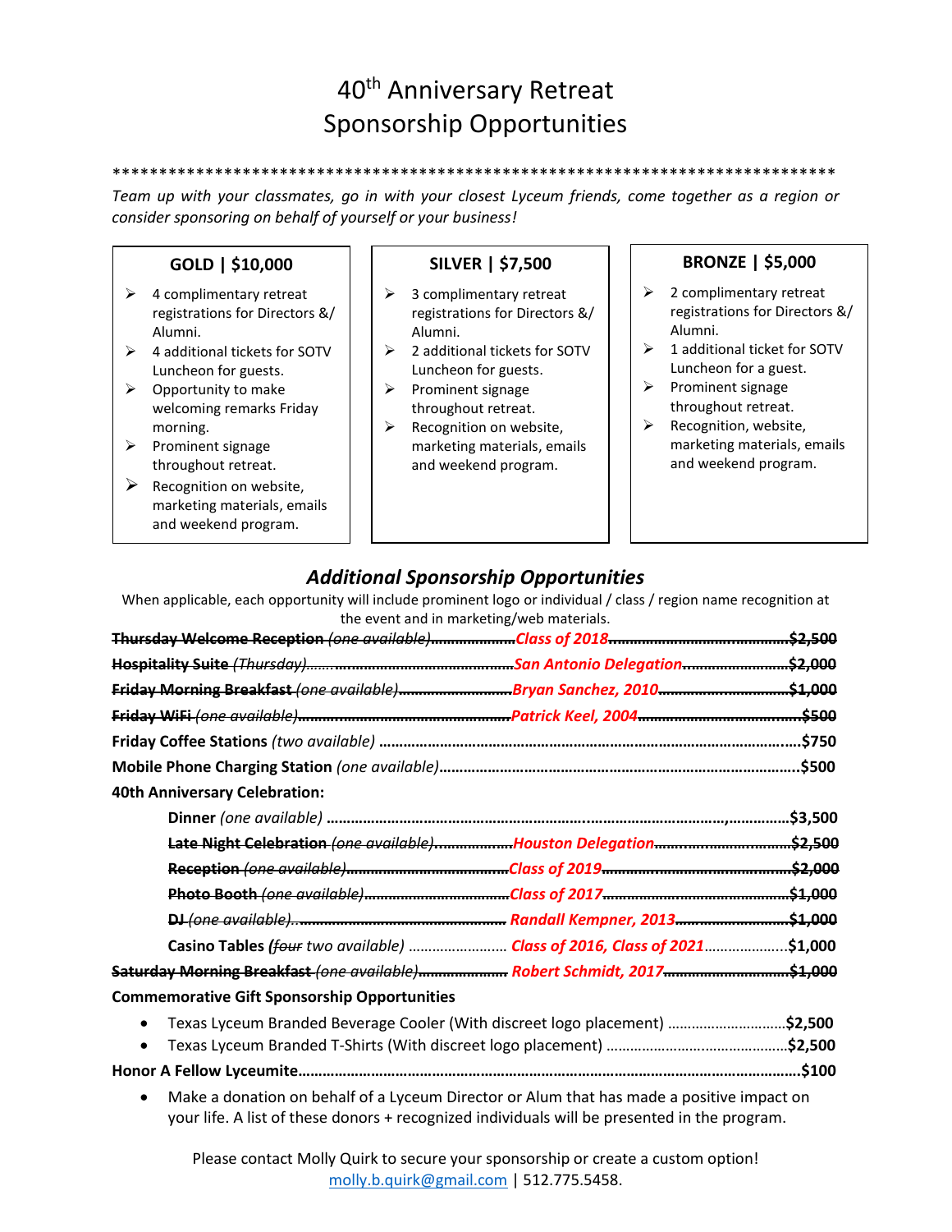# 40th Anniversary Retreat Sponsorship Opportunities

\*\*\*\*\*\*\*\*\*\*\*\*\*\*\*\*\*\*\*\*\*\*\*\*\*\*\*\*\*\*\*\*\*\*\*\*\*\*\*\*\*\*\*\*\*\*\*\*\*\*\*\*\*\*\*\*\*\*\*\*\*\*\*\*\*\*\*\*\*\*\*\*\*\*\*\*\*\*\*\*\*\*\*\*\*\*\*\*

*Team up with your classmates, go in with your closest Lyceum friends, come together as a region or consider sponsoring on behalf of yourself or your business!*

### GOLD | $10,000

- 4 complimentary retreat registrations for Directors &/ Alumni.
- 4 additional tickets for SOTV Luncheon for guests.
- Opportunity to make welcoming remarks Friday morning.
- Prominent signage throughout retreat.
- Recognition on website, marketing materials, emails and weekend program.

### SILVER | $7,500

- 3 complimentary retreat registrations for Directors &/ Alumni.
- 2 additional tickets for SOTV Luncheon for guests.
- Prominent signage throughout retreat.
- Recognition on website, marketing materials, emails and weekend program.

### BRONZE | $5,000

- 2 complimentary retreat registrations for Directors &/ Alumni.
- 1 additional ticket for SOTV Luncheon for a guest.
- Prominent signage throughout retreat.
- Recognition, website, marketing materials, emails and weekend program.

## *Additional Sponsorship Opportunities*

When applicable, each opportunity will include prominent logo or individual / class / region name recognition at the event and in marketing/web materials.

~~**Thursday Welcome Reception** *(one available)*~~ ……… *Class of 2018* ……… ~~**$2,500**~~

~~**Hospitality Suite** *(Thursday)*~~ ……… *San Antonio Delegation* ……… ~~**$2,000**~~

~~**Friday Morning Breakfast** *(one available)*~~ ……… *Bryan Sanchez, 2010* ……… ~~**$1,000**~~

~~**Friday WiFi** *(one available)*~~ ……… *Patrick Keel, 2004* ……… ~~**$500**~~

**Friday Coffee Stations** *(two available)* ……… **$750**

**Mobile Phone Charging Station** *(one available)* ……… **$500**

**40th Anniversary Celebration:**

- **Dinner** *(one available)* ……… **$3,500**
- ~~**Late Night Celebration** *(one available)*~~ ……… *Houston Delegation* ……… ~~**$2,500**~~
- ~~**Reception** *(one available)*~~ ……… *Class of 2019* ……… ~~**$2,000**~~
- ~~**Photo Booth** *(one available)*~~ ……… *Class of 2017* ……… ~~**$1,000**~~
- ~~**DJ** *(one available)*~~ ……… *Randall Kempner, 2013* ……… ~~**$1,000**~~
- **Casino Tables** *(~~four~~ two available)* ……… *Class of 2016, Class of 2021* ……… **$1,000**

~~**Saturday Morning Breakfast** *(one available)*~~ ……… *Robert Schmidt, 2017* ……… ~~**$1,000**~~

**Commemorative Gift Sponsorship Opportunities**

- Texas Lyceum Branded Beverage Cooler (With discreet logo placement) ……… **$2,500**
- Texas Lyceum Branded T-Shirts (With discreet logo placement) ……… **$2,500**

**Honor A Fellow Lyceumite** ……… **$100**

- Make a donation on behalf of a Lyceum Director or Alum that has made a positive impact on your life. A list of these donors + recognized individuals will be presented in the program.

Please contact Molly Quirk to secure your sponsorship or create a custom option!
molly.b.quirk@gmail.com | 512.775.5458.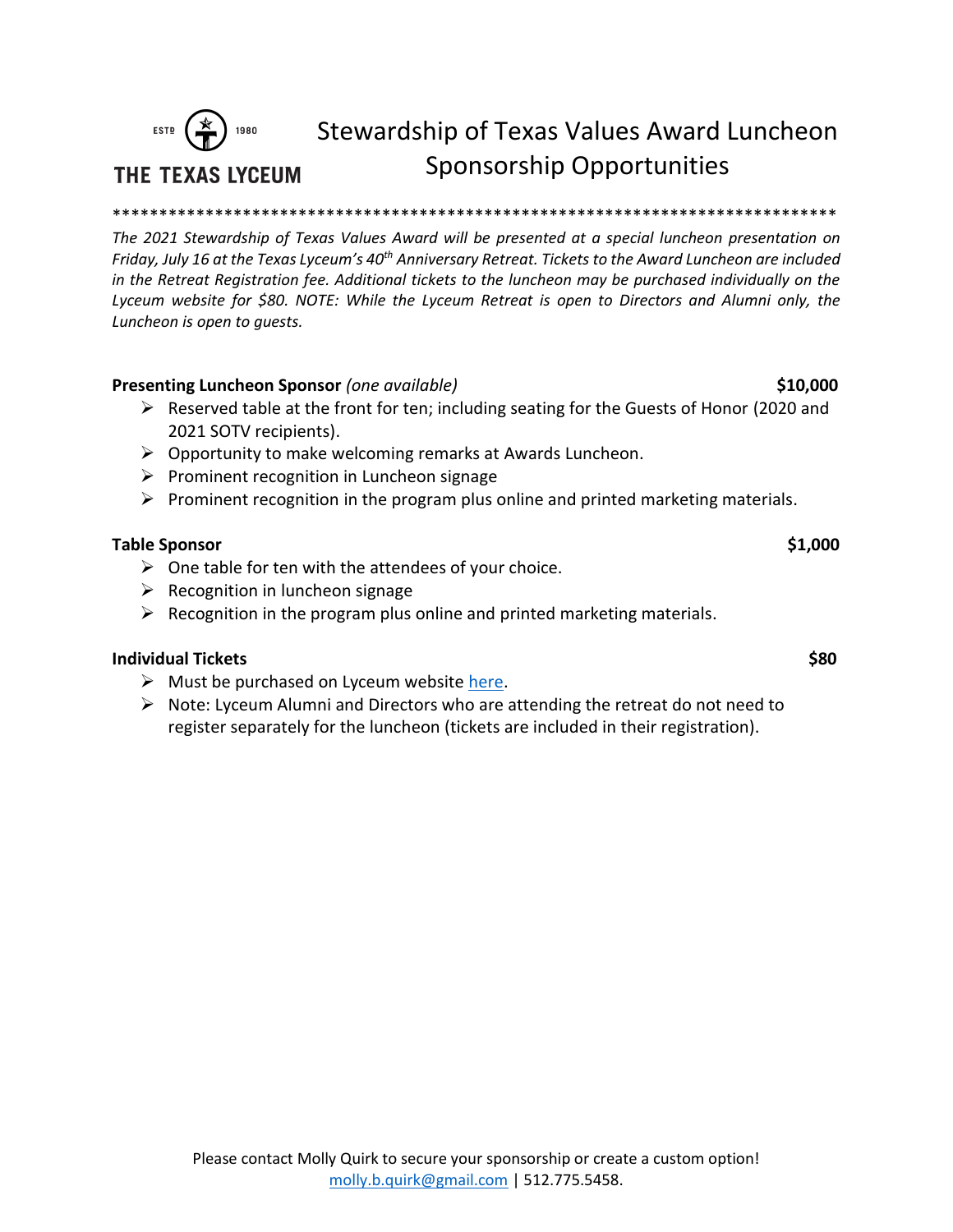ESTD 1980

THE TEXAS LYCEUM

# Stewardship of Texas Values Award Luncheon Sponsorship Opportunities

*******************************************************************************

*The 2021 Stewardship of Texas Values Award will be presented at a special luncheon presentation on Friday, July 16 at the Texas Lyceum's 40th Anniversary Retreat. Tickets to the Award Luncheon are included in the Retreat Registration fee. Additional tickets to the luncheon may be purchased individually on the Lyceum website for $80. NOTE: While the Lyceum Retreat is open to Directors and Alumni only, the Luncheon is open to guests.*

**Presenting Luncheon Sponsor** *(one available)* **$10,000**

- Reserved table at the front for ten; including seating for the Guests of Honor (2020 and 2021 SOTV recipients).
- Opportunity to make welcoming remarks at Awards Luncheon.
- Prominent recognition in Luncheon signage
- Prominent recognition in the program plus online and printed marketing materials.

**Table Sponsor** **$1,000**

- One table for ten with the attendees of your choice.
- Recognition in luncheon signage
- Recognition in the program plus online and printed marketing materials.

**Individual Tickets** **$80**

- Must be purchased on Lyceum website here.
- Note: Lyceum Alumni and Directors who are attending the retreat do not need to register separately for the luncheon (tickets are included in their registration).

Please contact Molly Quirk to secure your sponsorship or create a custom option!
molly.b.quirk@gmail.com | 512.775.5458.